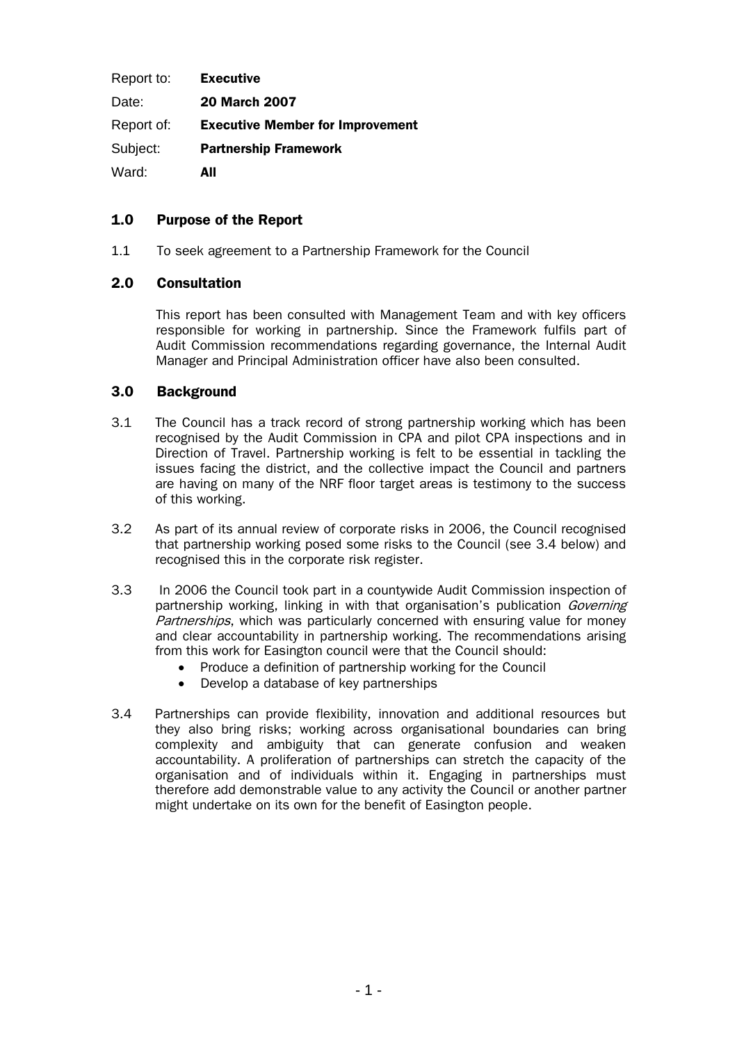| | |
|---|---|
| Report to: | **Executive** |
| Date: | **20 March 2007** |
| Report of: | **Executive Member for Improvement** |
| Subject: | **Partnership Framework** |
| Ward: | **All** |

## 1.0 Purpose of the Report

1.1 To seek agreement to a Partnership Framework for the Council

## 2.0 Consultation

This report has been consulted with Management Team and with key officers responsible for working in partnership. Since the Framework fulfils part of Audit Commission recommendations regarding governance, the Internal Audit Manager and Principal Administration officer have also been consulted.

## 3.0 Background

3.1 The Council has a track record of strong partnership working which has been recognised by the Audit Commission in CPA and pilot CPA inspections and in Direction of Travel. Partnership working is felt to be essential in tackling the issues facing the district, and the collective impact the Council and partners are having on many of the NRF floor target areas is testimony to the success of this working.

3.2 As part of its annual review of corporate risks in 2006, the Council recognised that partnership working posed some risks to the Council (see 3.4 below) and recognised this in the corporate risk register.

3.3 In 2006 the Council took part in a countywide Audit Commission inspection of partnership working, linking in with that organisation's publication *Governing Partnerships*, which was particularly concerned with ensuring value for money and clear accountability in partnership working. The recommendations arising from this work for Easington council were that the Council should:

- Produce a definition of partnership working for the Council
- Develop a database of key partnerships

3.4 Partnerships can provide flexibility, innovation and additional resources but they also bring risks; working across organisational boundaries can bring complexity and ambiguity that can generate confusion and weaken accountability. A proliferation of partnerships can stretch the capacity of the organisation and of individuals within it. Engaging in partnerships must therefore add demonstrable value to any activity the Council or another partner might undertake on its own for the benefit of Easington people.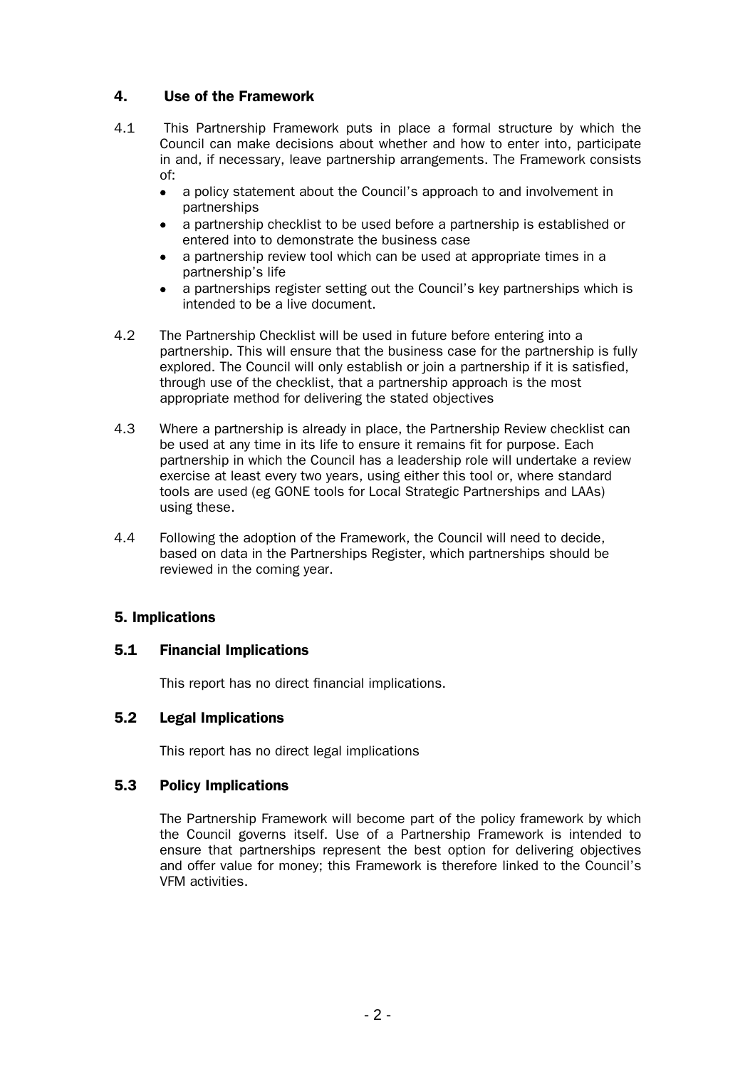## 4. Use of the Framework

4.1 This Partnership Framework puts in place a formal structure by which the Council can make decisions about whether and how to enter into, participate in and, if necessary, leave partnership arrangements. The Framework consists of:

- a policy statement about the Council's approach to and involvement in partnerships
- a partnership checklist to be used before a partnership is established or entered into to demonstrate the business case
- a partnership review tool which can be used at appropriate times in a partnership's life
- a partnerships register setting out the Council's key partnerships which is intended to be a live document.

4.2 The Partnership Checklist will be used in future before entering into a partnership. This will ensure that the business case for the partnership is fully explored. The Council will only establish or join a partnership if it is satisfied, through use of the checklist, that a partnership approach is the most appropriate method for delivering the stated objectives

4.3 Where a partnership is already in place, the Partnership Review checklist can be used at any time in its life to ensure it remains fit for purpose. Each partnership in which the Council has a leadership role will undertake a review exercise at least every two years, using either this tool or, where standard tools are used (eg GONE tools for Local Strategic Partnerships and LAAs) using these.

4.4 Following the adoption of the Framework, the Council will need to decide, based on data in the Partnerships Register, which partnerships should be reviewed in the coming year.

## 5. Implications

### 5.1 Financial Implications

This report has no direct financial implications.

### 5.2 Legal Implications

This report has no direct legal implications

### 5.3 Policy Implications

The Partnership Framework will become part of the policy framework by which the Council governs itself. Use of a Partnership Framework is intended to ensure that partnerships represent the best option for delivering objectives and offer value for money; this Framework is therefore linked to the Council's VFM activities.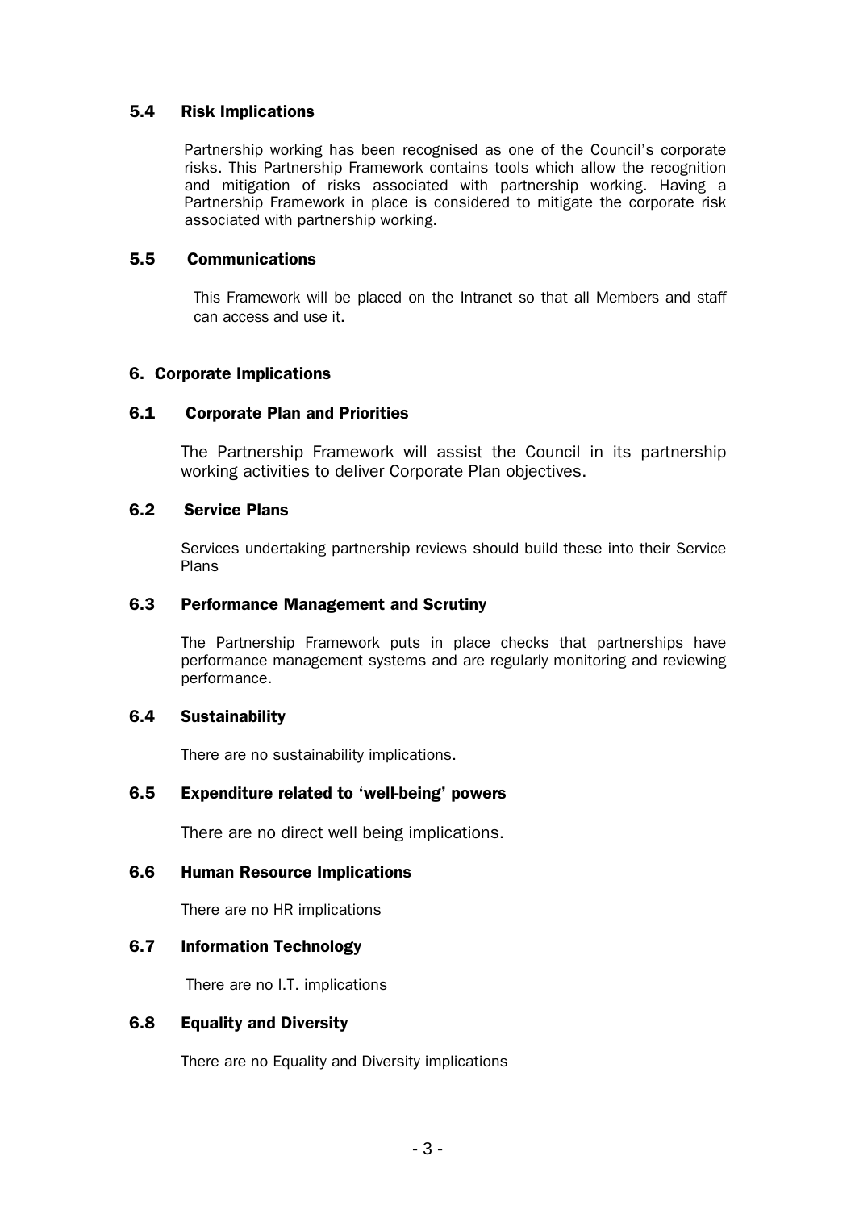### 5.4 Risk Implications

Partnership working has been recognised as one of the Council's corporate risks. This Partnership Framework contains tools which allow the recognition and mitigation of risks associated with partnership working. Having a Partnership Framework in place is considered to mitigate the corporate risk associated with partnership working.

### 5.5 Communications

This Framework will be placed on the Intranet so that all Members and staff can access and use it.

## 6. Corporate Implications

### 6.1 Corporate Plan and Priorities

The Partnership Framework will assist the Council in its partnership working activities to deliver Corporate Plan objectives.

### 6.2 Service Plans

Services undertaking partnership reviews should build these into their Service Plans

### 6.3 Performance Management and Scrutiny

The Partnership Framework puts in place checks that partnerships have performance management systems and are regularly monitoring and reviewing performance.

### 6.4 Sustainability

There are no sustainability implications.

### 6.5 Expenditure related to 'well-being' powers

There are no direct well being implications.

### 6.6 Human Resource Implications

There are no HR implications

### 6.7 Information Technology

There are no I.T. implications

### 6.8 Equality and Diversity

There are no Equality and Diversity implications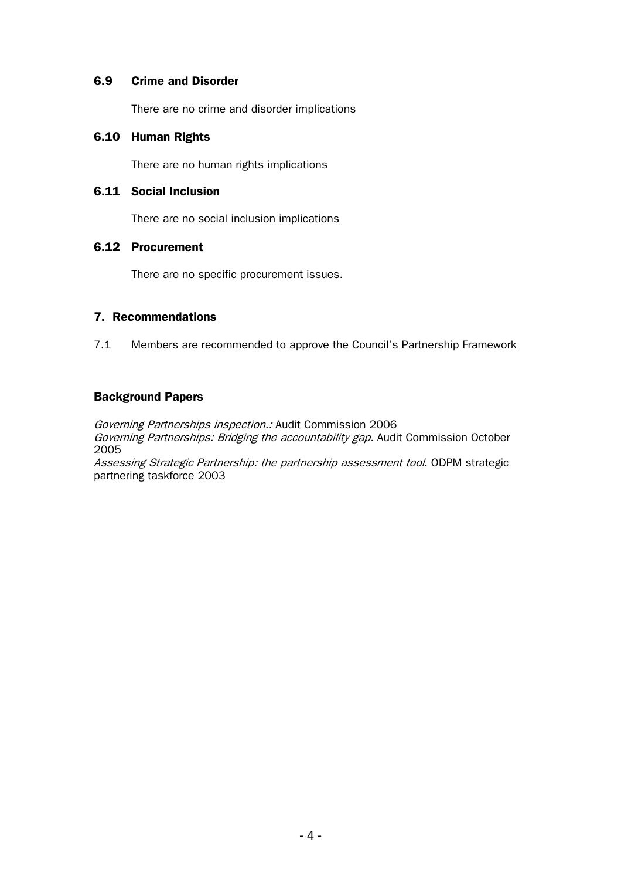### 6.9 Crime and Disorder

There are no crime and disorder implications

### 6.10 Human Rights

There are no human rights implications

### 6.11 Social Inclusion

There are no social inclusion implications

### 6.12 Procurement

There are no specific procurement issues.

## 7. Recommendations

7.1 Members are recommended to approve the Council's Partnership Framework

### Background Papers

*Governing Partnerships inspection.:* Audit Commission 2006
*Governing Partnerships: Bridging the accountability gap.* Audit Commission October 2005
*Assessing Strategic Partnership: the partnership assessment tool*. ODPM strategic partnering taskforce 2003